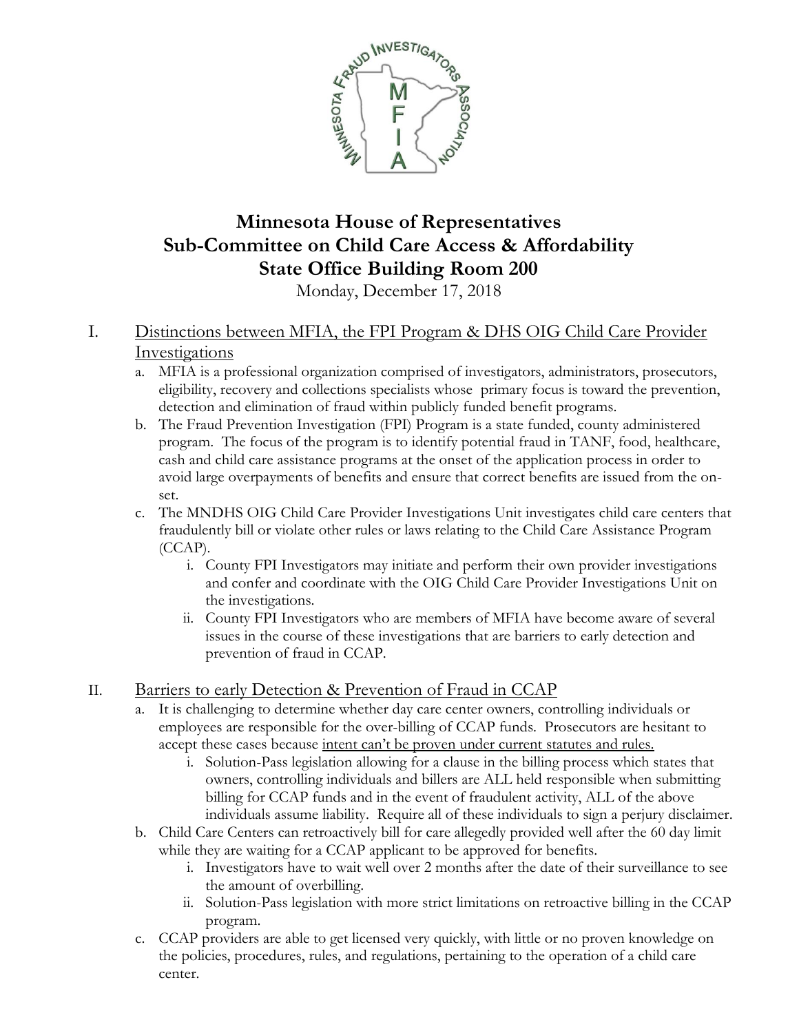# Minnesota House of Representatives
# Sub-Committee on Child Care Access & Affordability
# State Office Building Room 200

Monday, December 17, 2018

## I. Distinctions between MFIA, the FPI Program & DHS OIG Child Care Provider Investigations

a. MFIA is a professional organization comprised of investigators, administrators, prosecutors, eligibility, recovery and collections specialists whose primary focus is toward the prevention, detection and elimination of fraud within publicly funded benefit programs.

b. The Fraud Prevention Investigation (FPI) Program is a state funded, county administered program. The focus of the program is to identify potential fraud in TANF, food, healthcare, cash and child care assistance programs at the onset of the application process in order to avoid large overpayments of benefits and ensure that correct benefits are issued from the on-set.

c. The MNDHS OIG Child Care Provider Investigations Unit investigates child care centers that fraudulently bill or violate other rules or laws relating to the Child Care Assistance Program (CCAP).

   i. County FPI Investigators may initiate and perform their own provider investigations and confer and coordinate with the OIG Child Care Provider Investigations Unit on the investigations.

   ii. County FPI Investigators who are members of MFIA have become aware of several issues in the course of these investigations that are barriers to early detection and prevention of fraud in CCAP.

## II. Barriers to early Detection & Prevention of Fraud in CCAP

a. It is challenging to determine whether day care center owners, controlling individuals or employees are responsible for the over-billing of CCAP funds. Prosecutors are hesitant to accept these cases because intent can't be proven under current statutes and rules.

   i. Solution-Pass legislation allowing for a clause in the billing process which states that owners, controlling individuals and billers are ALL held responsible when submitting billing for CCAP funds and in the event of fraudulent activity, ALL of the above individuals assume liability. Require all of these individuals to sign a perjury disclaimer.

b. Child Care Centers can retroactively bill for care allegedly provided well after the 60 day limit while they are waiting for a CCAP applicant to be approved for benefits.

   i. Investigators have to wait well over 2 months after the date of their surveillance to see the amount of overbilling.

   ii. Solution-Pass legislation with more strict limitations on retroactive billing in the CCAP program.

c. CCAP providers are able to get licensed very quickly, with little or no proven knowledge on the policies, procedures, rules, and regulations, pertaining to the operation of a child care center.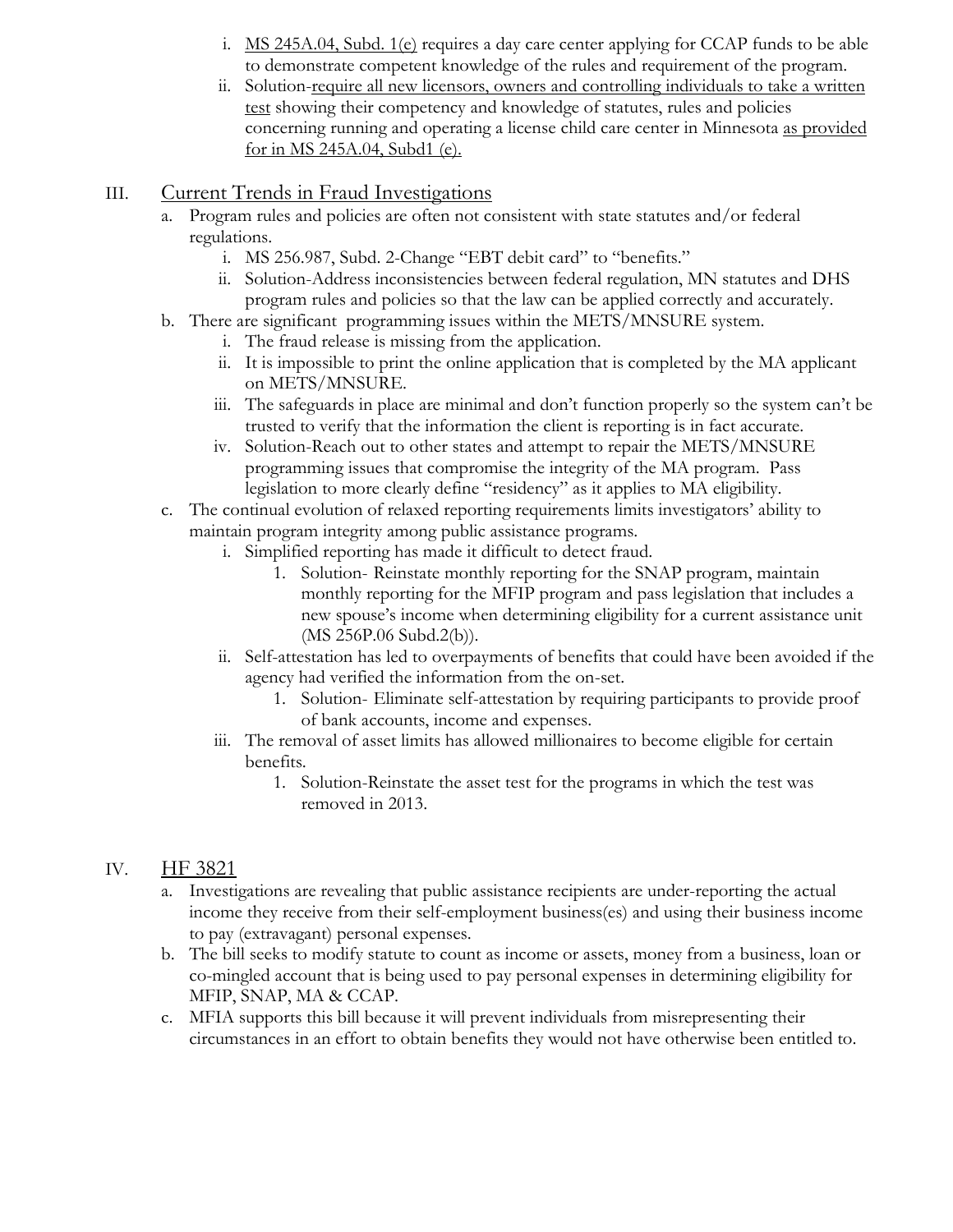i. MS 245A.04, Subd. 1(e) requires a day care center applying for CCAP funds to be able to demonstrate competent knowledge of the rules and requirement of the program.

ii. Solution-require all new licensors, owners and controlling individuals to take a written test showing their competency and knowledge of statutes, rules and policies concerning running and operating a license child care center in Minnesota as provided for in MS 245A.04, Subd1 (e).

## III. Current Trends in Fraud Investigations

a. Program rules and policies are often not consistent with state statutes and/or federal regulations.

   i. MS 256.987, Subd. 2-Change "EBT debit card" to "benefits."

   ii. Solution-Address inconsistencies between federal regulation, MN statutes and DHS program rules and policies so that the law can be applied correctly and accurately.

b. There are significant programming issues within the METS/MNSURE system.

   i. The fraud release is missing from the application.

   ii. It is impossible to print the online application that is completed by the MA applicant on METS/MNSURE.

   iii. The safeguards in place are minimal and don't function properly so the system can't be trusted to verify that the information the client is reporting is in fact accurate.

   iv. Solution-Reach out to other states and attempt to repair the METS/MNSURE programming issues that compromise the integrity of the MA program. Pass legislation to more clearly define "residency" as it applies to MA eligibility.

c. The continual evolution of relaxed reporting requirements limits investigators' ability to maintain program integrity among public assistance programs.

   i. Simplified reporting has made it difficult to detect fraud.

      1. Solution- Reinstate monthly reporting for the SNAP program, maintain monthly reporting for the MFIP program and pass legislation that includes a new spouse's income when determining eligibility for a current assistance unit (MS 256P.06 Subd.2(b)).

   ii. Self-attestation has led to overpayments of benefits that could have been avoided if the agency had verified the information from the on-set.

      1. Solution- Eliminate self-attestation by requiring participants to provide proof of bank accounts, income and expenses.

   iii. The removal of asset limits has allowed millionaires to become eligible for certain benefits.

      1. Solution-Reinstate the asset test for the programs in which the test was removed in 2013.

## IV. HF 3821

a. Investigations are revealing that public assistance recipients are under-reporting the actual income they receive from their self-employment business(es) and using their business income to pay (extravagant) personal expenses.

b. The bill seeks to modify statute to count as income or assets, money from a business, loan or co-mingled account that is being used to pay personal expenses in determining eligibility for MFIP, SNAP, MA & CCAP.

c. MFIA supports this bill because it will prevent individuals from misrepresenting their circumstances in an effort to obtain benefits they would not have otherwise been entitled to.